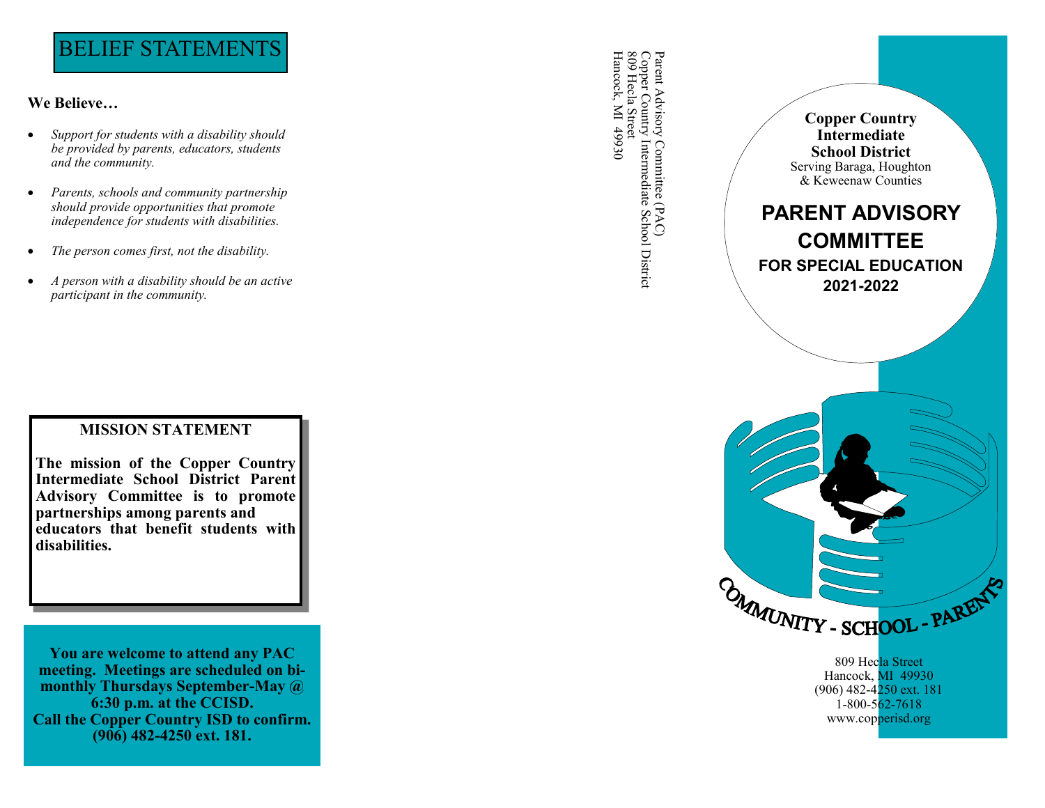# BELIEF STATEMENTS

**We Believe…**

- *Support for students with a disability should be provided by parents, educators, students and the community.*
- *Parents, schools and community partnership should provide opportunities that promote independence for students with disabilities.*
- *The person comes first, not the disability.*
- *A person with a disability should be an active participant in the community.*

## MISSION STATEMENT

**The mission of the Copper Country Intermediate School District Parent Advisory Committee is to promote partnerships among parents and educators that benefit students with disabilities.**

**You are welcome to attend any PAC meeting. Meetings are scheduled on bi-monthly Thursdays September-May @ 6:30 p.m. at the CCISD.**
**Call the Copper Country ISD to confirm.**
**(906) 482-4250 ext. 181.**

Parent Advisory Committee (PAC)
Copper Country Intermediate School District
809 Hecla Street
Hancock, MI 49930

**Copper Country Intermediate School District**
Serving Baraga, Houghton & Keweenaw Counties

# PARENT ADVISORY COMMITTEE

## FOR SPECIAL EDUCATION 2021-2022

COMMUNITY - SCHOOL - PARENTS

809 Hecla Street
Hancock, MI 49930
(906) 482-4250 ext. 181
1-800-562-7618
www.copperisd.org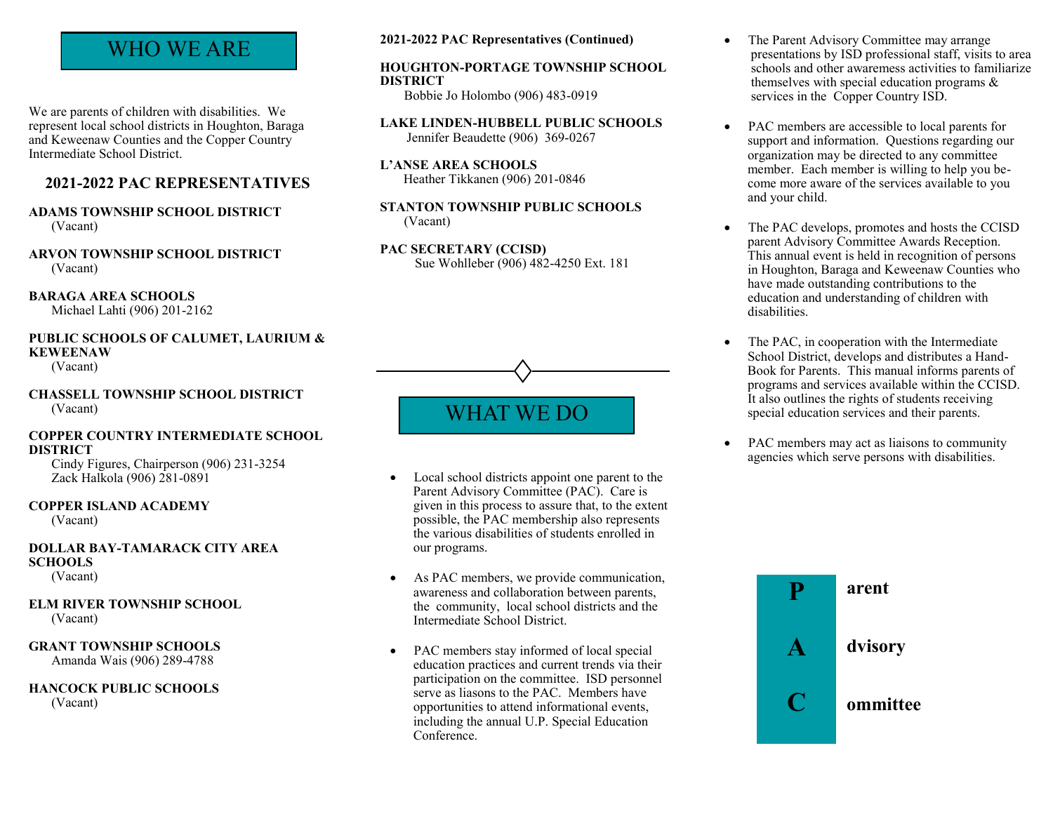# WHO WE ARE

We are parents of children with disabilities. We represent local school districts in Houghton, Baraga and Keweenaw Counties and the Copper Country Intermediate School District.

## 2021-2022 PAC REPRESENTATIVES

**ADAMS TOWNSHIP SCHOOL DISTRICT**
(Vacant)

**ARVON TOWNSHIP SCHOOL DISTRICT**
(Vacant)

**BARAGA AREA SCHOOLS**
Michael Lahti (906) 201-2162

**PUBLIC SCHOOLS OF CALUMET, LAURIUM & KEWEENAW**
(Vacant)

**CHASSELL TOWNSHIP SCHOOL DISTRICT**
(Vacant)

**COPPER COUNTRY INTERMEDIATE SCHOOL DISTRICT**
Cindy Figures, Chairperson (906) 231-3254
Zack Halkola (906) 281-0891

**COPPER ISLAND ACADEMY**
(Vacant)

**DOLLAR BAY-TAMARACK CITY AREA SCHOOLS**
(Vacant)

**ELM RIVER TOWNSHIP SCHOOL**
(Vacant)

**GRANT TOWNSHIP SCHOOLS**
Amanda Wais (906) 289-4788

**HANCOCK PUBLIC SCHOOLS**
(Vacant)

**2021-2022 PAC Representatives (Continued)**

**HOUGHTON-PORTAGE TOWNSHIP SCHOOL DISTRICT**
Bobbie Jo Holombo (906) 483-0919

**LAKE LINDEN-HUBBELL PUBLIC SCHOOLS**
Jennifer Beaudette (906) 369-0267

**L'ANSE AREA SCHOOLS**
Heather Tikkanen (906) 201-0846

**STANTON TOWNSHIP PUBLIC SCHOOLS**
(Vacant)

**PAC SECRETARY (CCISD)**
Sue Wohlleber (906) 482-4250 Ext. 181

# WHAT WE DO

- Local school districts appoint one parent to the Parent Advisory Committee (PAC). Care is given in this process to assure that, to the extent possible, the PAC membership also represents the various disabilities of students enrolled in our programs.
- As PAC members, we provide communication, awareness and collaboration between parents, the community, local school districts and the Intermediate School District.
- PAC members stay informed of local special education practices and current trends via their participation on the committee. ISD personnel serve as liasons to the PAC. Members have opportunities to attend informational events, including the annual U.P. Special Education Conference.
- The Parent Advisory Committee may arrange presentations by ISD professional staff, visits to area schools and other awaremess activities to familiarize themselves with special education programs & services in the Copper Country ISD.
- PAC members are accessible to local parents for support and information. Questions regarding our organization may be directed to any committee member. Each member is willing to help you become more aware of the services available to you and your child.
- The PAC develops, promotes and hosts the CCISD parent Advisory Committee Awards Reception. This annual event is held in recognition of persons in Houghton, Baraga and Keweenaw Counties who have made outstanding contributions to the education and understanding of children with disabilities.
- The PAC, in cooperation with the Intermediate School District, develops and distributes a Hand-Book for Parents. This manual informs parents of programs and services available within the CCISD. It also outlines the rights of students receiving special education services and their parents.
- PAC members may act as liaisons to community agencies which serve persons with disabilities.

**P** **arent**

**A** **dvisory**

**C** **ommittee**